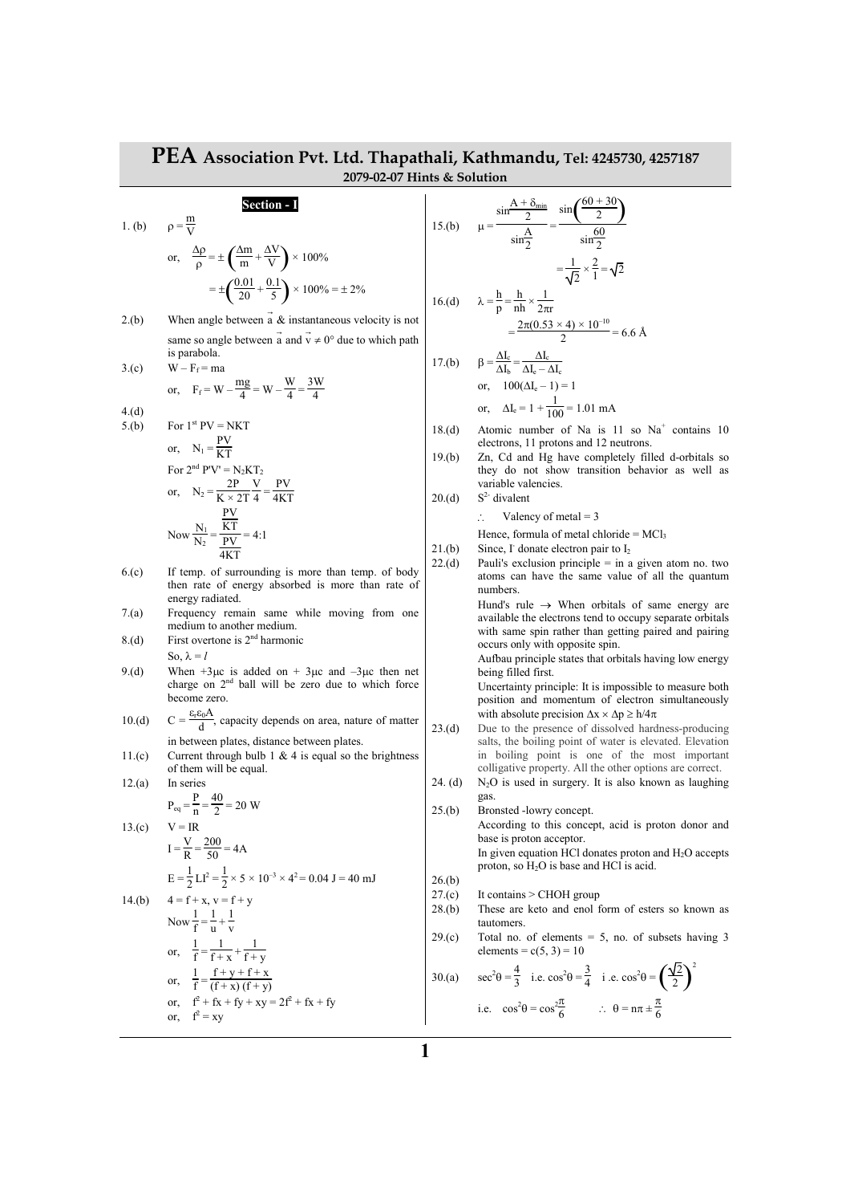# PEA Association Pvt. Ltd. Thapathali, Kathmandu, Tel: 4245730, 4257187

**2079-02-07 Hints & Solution**

## Section - I

1. (b) $\rho = \frac{m}{V}$

or, $\frac{\Delta\rho}{\rho} = \pm\left(\frac{\Delta m}{m} + \frac{\Delta V}{V}\right) \times 100\%$

$= \pm\left(\frac{0.01}{20} + \frac{0.1}{5}\right) \times 100\% = \pm 2\%$

2.(b) When angle between $\vec{a}$ & instantaneous velocity is not same so angle between $\vec{a}$ and $\vec{v} \neq 0°$ due to which path is parabola.

3.(c) $W - F_f = ma$

or, $F_f = W - \frac{mg}{4} = W - \frac{W}{4} = \frac{3W}{4}$

4.(d)

5.(b) For 1st $PV = NKT$

or, $N_1 = \frac{PV}{KT}$

For 2nd $P'V' = N_2KT_2$

or, $N_2 = \frac{2P}{K \times 2T}\frac{V}{4} = \frac{PV}{4KT}$

Now $\frac{N_1}{N_2} = \frac{\frac{PV}{KT}}{\frac{PV}{4KT}} = 4:1$

6.(c) If temp. of surrounding is more than temp. of body then rate of energy absorbed is more than rate of energy radiated.

7.(a) Frequency remain same while moving from one medium to another medium.

8.(d) First overtone is 2nd harmonic

So, $\lambda = l$

9.(d) When $+3\mu c$ is added on $+3\mu c$ and $-3\mu c$ then net charge on 2nd ball will be zero due to which force become zero.

10.(d) $C = \frac{\varepsilon_r\varepsilon_0 A}{d}$, capacity depends on area, nature of matter in between plates, distance between plates.

11.(c) Current through bulb 1 & 4 is equal so the brightness of them will be equal.

12.(a) In series

$P_{eq} = \frac{P}{n} = \frac{40}{2} = 20$ W

13.(c) $V = IR$

$I = \frac{V}{R} = \frac{200}{50} = 4A$

$E = \frac{1}{2}LI^2 = \frac{1}{2} \times 5 \times 10^{-3} \times 4^2 = 0.04$ J $= 40$ mJ

14.(b) $4 = f + x$, $v = f + y$

Now $\frac{1}{f} = \frac{1}{u} + \frac{1}{v}$

or, $\frac{1}{f} = \frac{1}{f+x} + \frac{1}{f+y}$

or, $\frac{1}{f} = \frac{f+y+f+x}{(f+x)(f+y)}$

or, $f^2 + fx + fy + xy = 2f^2 + fx + fy$

or, $f^2 = xy$

15.(b) $\mu = \frac{\sin\frac{A+\delta_{min}}{2}}{\sin\frac{A}{2}} = \frac{\sin\left(\frac{60+30}{2}\right)}{\sin\frac{60}{2}}$

$= \frac{1}{\sqrt{2}} \times \frac{2}{1} = \sqrt{2}$

16.(d) $\lambda = \frac{h}{p} = \frac{h}{nh} \times \frac{1}{2\pi r}$

$= \frac{2\pi(0.53 \times 4) \times 10^{-10}}{2} = 6.6$ Å

17.(b) $\beta = \frac{\Delta I_c}{\Delta I_b} = \frac{\Delta I_c}{\Delta I_e - \Delta I_c}$

or, $100(\Delta I_e - 1) = 1$

or, $\Delta I_e = 1 + \frac{1}{100} = 1.01$ mA

18.(d) Atomic number of Na is 11 so $Na^+$ contains 10 electrons, 11 protons and 12 neutrons.

19.(b) Zn, Cd and Hg have completely filled d-orbitals so they do not show transition behavior as well as variable valencies.

20.(d) $S^{2-}$ divalent

$\therefore$ Valency of metal = 3

Hence, formula of metal chloride = $MCl_3$

21.(b) Since, $I^-$ donate electron pair to $I_2$

22.(d) Pauli's exclusion principle = in a given atom no. two atoms can have the same value of all the quantum numbers.

Hund's rule → When orbitals of same energy are available the electrons tend to occupy separate orbitals with same spin rather than getting paired and pairing occurs only with opposite spin.

Aufbau principle states that orbitals having low energy being filled first.

Uncertainty principle: It is impossible to measure both position and momentum of electron simultaneously with absolute precision $\Delta x \times \Delta p \geq h/4\pi$

23.(d) Due to the presence of dissolved hardness-producing salts, the boiling point of water is elevated. Elevation in boiling point is one of the most important colligative property. All the other options are correct.

24. (d) $N_2O$ is used in surgery. It is also known as laughing gas.

25.(b) Bronsted -lowry concept.

According to this concept, acid is proton donor and base is proton acceptor.

In given equation HCl donates proton and $H_2O$ accepts proton, so $H_2O$ is base and HCl is acid.

26.(b)

27.(c) It contains > CHOH group

28.(b) These are keto and enol form of esters so known as tautomers.

29.(c) Total no. of elements = 5, no. of subsets having 3 elements = c(5, 3) = 10

30.(a) $\sec^2\theta = \frac{4}{3}$ i.e. $\cos^2\theta = \frac{3}{4}$ i.e. $\cos^2\theta = \left(\frac{\sqrt{2}}{2}\right)^2$

i.e. $\cos^2\theta = \cos^2\frac{\pi}{6}$ $\therefore$ $\theta = n\pi \pm \frac{\pi}{6}$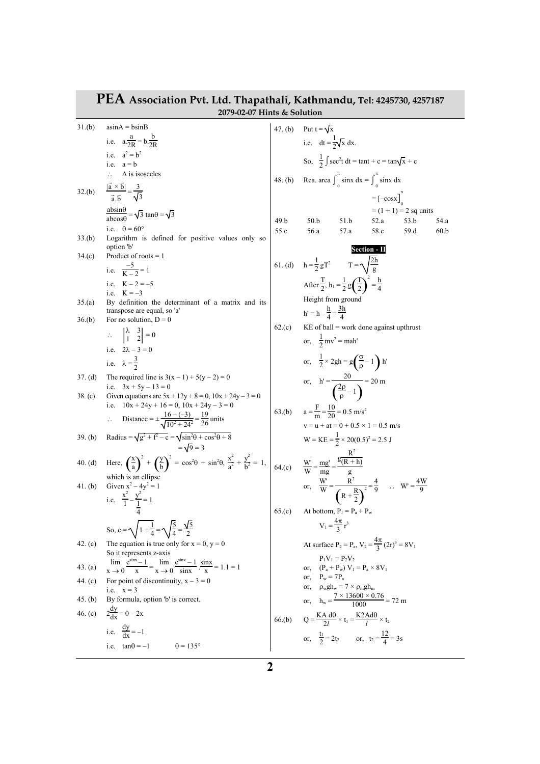# PEA Association Pvt. Ltd. Thapathali, Kathmandu, Tel: 4245730, 4257187

**2079-02-07 Hints & Solution**

**31.(b)** $a\sin A = b\sin B$

i.e. $a.\frac{a}{2R} = b.\frac{b}{2R}$

i.e. $a^2 = b^2$

i.e. $a = b$

$\therefore$ $\Delta$ is isosceles

**32.(b)** $\frac{|\vec{a} \times \vec{b}|}{\vec{a}.\vec{b}} = \frac{3}{\sqrt{3}}$

$\frac{ab\sin\theta}{ab\cos\theta} = \sqrt{3}$ $\tan\theta = \sqrt{3}$

i.e. $\theta = 60°$

**33.(b)** Logarithm is defined for positive values only so option 'b'

**34.(c)** Product of roots = 1

i.e. $\frac{-5}{K-2} = 1$

i.e. $K - 2 = -5$

i.e. $K = -3$

**35.(a)** By definition the determinant of a matrix and its transpose are equal, so 'a'

**36.(b)** For no solution, D = 0

$\therefore$ $\begin{vmatrix} \lambda & 3 \\ 1 & 2 \end{vmatrix} = 0$

i.e. $2\lambda - 3 = 0$

i.e. $\lambda = \frac{3}{2}$

**37. (d)** The required line is $3(x - 1) + 5(y - 2) = 0$

i.e. $3x + 5y - 13 = 0$

**38. (c)** Given equations are $5x + 12y + 8 = 0$, $10x + 24y - 3 = 0$

i.e. $10x + 24y + 16 = 0$, $10x + 24y - 3 = 0$

$\therefore$ Distance $= \pm\frac{16-(-3)}{\sqrt{10^2+24^2}} = \frac{19}{26}$ units

**39. (b)** Radius $= \sqrt{g^2 + f^2 - c} = \sqrt{\sin^2\theta + \cos^2\theta + 8}$

$= \sqrt{9} = 3$

**40. (d)** Here, $\left(\frac{x}{a}\right)^2 + \left(\frac{y}{b}\right)^2 = \cos^2\theta + \sin^2\theta$, $\frac{x^2}{a^2} + \frac{y^2}{b^2} = 1$, which is an ellipse

**41. (b)** Given $x^2 - 4y^2 = 1$

i.e. $\frac{x^2}{1} - \frac{y^2}{\frac{1}{4}} = 1$

So, $e = \sqrt{1 + \frac{1}{4}} = \sqrt{\frac{5}{4}} = \frac{\sqrt{5}}{2}$

**42. (c)** The equation is true only for x = 0, y = 0

So it represents z-axis

**43. (a)** $\lim_{x \to 0} \frac{e^{\sin x} - 1}{x} = \lim_{x \to 0} \frac{e^{\sin x} - 1}{\sin x} . \frac{\sin x}{x} = 1.1 = 1$

**44. (c)** For point of discontinuity, $x - 3 = 0$

i.e. $x = 3$

**45. (b)** By formula, option 'b' is correct.

**46. (c)** $2\frac{dy}{dx} = 0 - 2x$

i.e. $\frac{dy}{dx} = -1$

i.e. $\tan\theta = -1$ $\theta = 135°$

**47. (b)** Put $t = \sqrt{x}$

i.e. $dt = \frac{1}{2}\sqrt{x}\ dx$.

So, $\frac{1}{2}\int \sec^2 t\ dt = \tan t + c = \tan\sqrt{x} + c$

**48. (b)** Rea. area $\int_0^\pi \sin x\ dx = \int_0^\pi \sin x\ dx$

$= [-\cos x]_0^\pi$

$= (1 + 1) = 2$ sq units

| | | | | | |
|---|---|---|---|---|---|
| 49.b | 50.b | 51.b | 52.a | 53.b | 54.a |
| 55.c | 56.a | 57.a | 58.c | 59.d | 60.b |

## Section - II

**61. (d)** $h = \frac{1}{2}gT^2$ $T = \sqrt{\frac{2h}{g}}$

After $\frac{T}{2}$, $h_1 = \frac{1}{2}g\left(\frac{T}{2}\right)^2 = \frac{h}{4}$

Height from ground

$h' = h - \frac{h}{4} = \frac{3h}{4}$

**62.(c)** KE of ball = work done against upthrust

or, $\frac{1}{2}mv^2 = mah'$

or, $\frac{1}{2} \times 2gh = g\left(\frac{\sigma}{\rho} - 1\right)h'$

or, $h' = \frac{20}{\left(\frac{2\rho}{\rho} - 1\right)} = 20$ m

**63.(b)** $a = \frac{F}{m} = \frac{10}{20} = 0.5$ m/s$^2$

$v = u + at = 0 + 0.5 \times 1 = 0.5$ m/s

$W = KE = \frac{1}{2} \times 20(0.5)^2 = 2.5$ J

**64.(c)** $\frac{W'}{W} = \frac{mg'}{mg} = \frac{g\frac{R^2}{(R+h)}}{g}$

or, $\frac{W'}{W} = \frac{R^2}{\left(R + \frac{R}{2}\right)^2} = \frac{4}{9}$ $\therefore$ $W' = \frac{4W}{9}$

**65.(c)** At bottom, $P_1 = P_a + P_w$

$V_1 = \frac{4\pi}{3}r^3$

At surface $P_2 = P_a$, $V_2 = \frac{4\pi}{3}(2r)^3 = 8V_1$

$P_1V_1 = P_2V_2$

or, $(P_a + P_w)V_1 = P_a \times 8V_1$

or, $P_w = 7P_a$

or, $\rho_w g h_w = 7 \times \rho_m g h_m$

or, $h_w = \frac{7 \times 13600 \times 0.76}{1000} = 72$ m

**66.(b)** $Q = \frac{KA\ d\theta}{2l} \times t_1 = \frac{K2Ad\theta}{l} \times t_2$

or, $\frac{t_1}{2} = 2t_2$ or, $t_2 = \frac{12}{4} = 3$s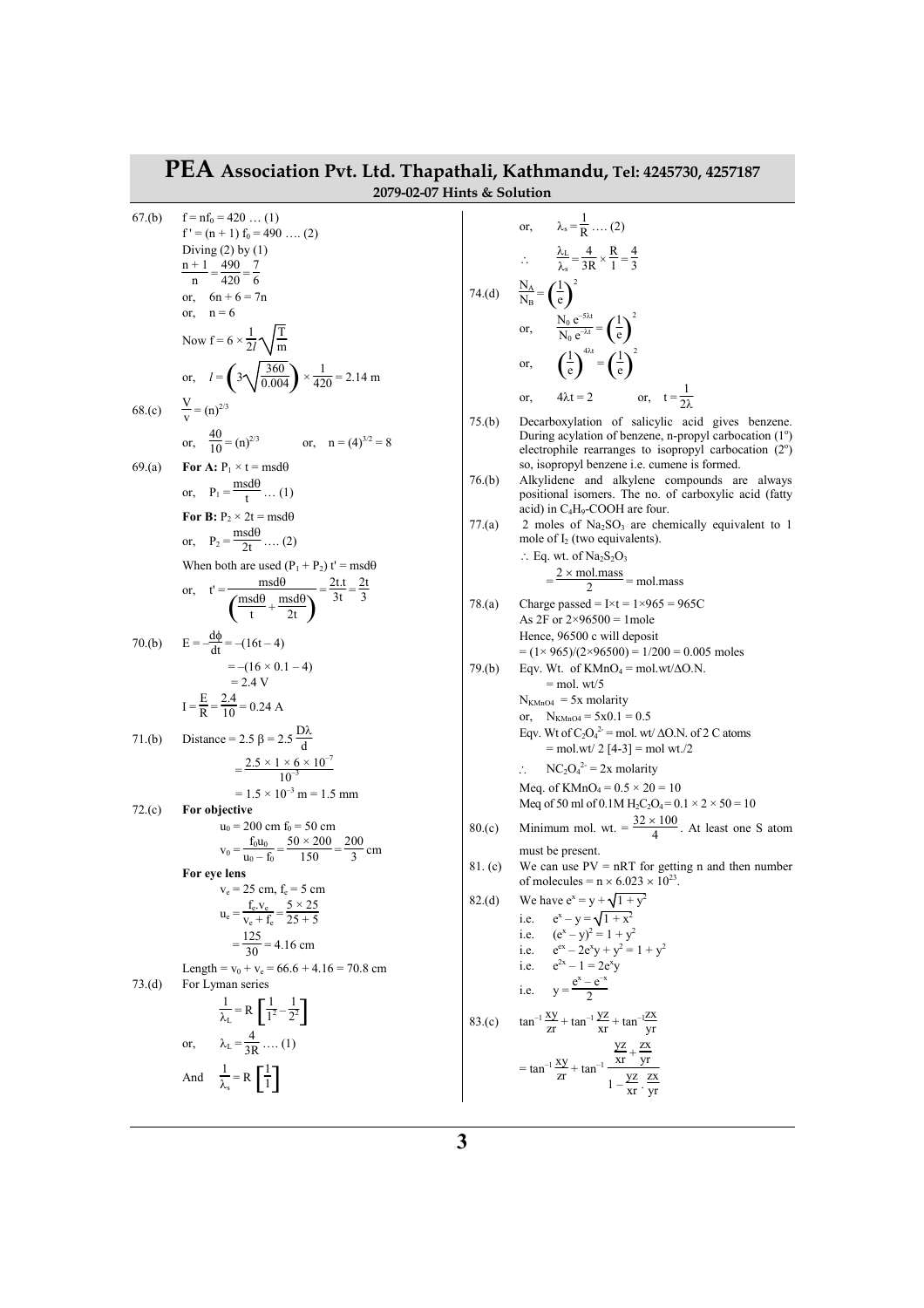# PEA Association Pvt. Ltd. Thapathali, Kathmandu, Tel: 4245730, 4257187

**2079-02-07 Hints & Solution**

67.(b) $f = nf_0 = 420 \ldots (1)$

$f' = (n+1) f_0 = 490 \ldots. (2)$

Diving (2) by (1)

$\frac{n+1}{n} = \frac{490}{420} = \frac{7}{6}$

or, $6n + 6 = 7n$

or, $n = 6$

Now $f = 6 \times \frac{1}{2l}\sqrt{\frac{T}{m}}$

or, $l = \left(3\sqrt{\frac{360}{0.004}}\right) \times \frac{1}{420} = 2.14$ m

68.(c) $\frac{V}{v} = (n)^{2/3}$

or, $\frac{40}{10} = (n)^{2/3}$ or, $n = (4)^{3/2} = 8$

69.(a) **For A:** $P_1 \times t = \text{msd}\theta$

or, $P_1 = \frac{\text{msd}\theta}{t} \ldots (1)$

**For B:** $P_2 \times 2t = \text{msd}\theta$

or, $P_2 = \frac{\text{msd}\theta}{2t} \ldots. (2)$

When both are used $(P_1 + P_2)\, t' = \text{msd}\theta$

or, $t' = \frac{\text{msd}\theta}{\left(\frac{\text{msd}\theta}{t} + \frac{\text{msd}\theta}{2t}\right)} = \frac{2t.t}{3t} = \frac{2t}{3}$

70.(b) $E = -\frac{d\phi}{dt} = -(16t - 4)$

$= -(16 \times 0.1 - 4)$

$= 2.4$ V

$I = \frac{E}{R} = \frac{2.4}{10} = 0.24$ A

71.(b) Distance $= 2.5\ \beta = 2.5\ \frac{D\lambda}{d}$

$= \frac{2.5 \times 1 \times 6 \times 10^{-7}}{10^{-3}}$

$= 1.5 \times 10^{-3}$ m $= 1.5$ mm

72.(c) **For objective**

$u_0 = 200$ cm $f_0 = 50$ cm

$v_0 = \frac{f_0 u_0}{u_0 - f_0} = \frac{50 \times 200}{150} = \frac{200}{3}$ cm

**For eye lens**

$v_e = 25$ cm, $f_e = 5$ cm

$u_e = \frac{f_e.v_e}{v_e + f_e} = \frac{5 \times 25}{25 + 5}$

$= \frac{125}{30} = 4.16$ cm

Length $= v_0 + v_e = 66.6 + 4.16 = 70.8$ cm

73.(d) For Lyman series

$\frac{1}{\lambda_L} = R\left[\frac{1}{1^2} - \frac{1}{2^2}\right]$

or, $\lambda_L = \frac{4}{3R} \ldots. (1)$

And $\frac{1}{\lambda_s} = R\left[\frac{1}{1}\right]$

or, $\lambda_s = \frac{1}{R} \ldots. (2)$

$\therefore \frac{\lambda_L}{\lambda_s} = \frac{4}{3R} \times \frac{R}{1} = \frac{4}{3}$

74.(d) $\frac{N_A}{N_B} = \left(\frac{1}{e}\right)^2$

or, $\frac{N_0\, e^{-5\lambda t}}{N_0\, e^{-\lambda t}} = \left(\frac{1}{e}\right)^2$

or, $\left(\frac{1}{e}\right)^{4\lambda t} = \left(\frac{1}{e}\right)^2$

or, $4\lambda t = 2$ or, $t = \frac{1}{2\lambda}$

75.(b) Decarboxylation of salicylic acid gives benzene. During acylation of benzene, n-propyl carbocation (1°) electrophile rearranges to isopropyl carbocation (2°) so, isopropyl benzene i.e. cumene is formed.

76.(b) Alkylidene and alkylene compounds are always positional isomers. The no. of carboxylic acid (fatty acid) in $C_4H_9$-COOH are four.

77.(a) 2 moles of $Na_2SO_3$ are chemically equivalent to 1 mole of $I_2$ (two equivalents).

$\therefore$ Eq. wt. of $Na_2S_2O_3$

$= \frac{2 \times \text{mol.mass}}{2} = \text{mol.mass}$

78.(a) Charge passed $= I \times t = 1 \times 965 = 965$C

As 2F or $2 \times 96500 = 1$mole

Hence, 96500 c will deposit

$= (1 \times 965)/(2 \times 96500) = 1/200 = 0.005$ moles

79.(b) Eqv. Wt. of $KMnO_4$ = mol.wt/ΔO.N.

= mol. wt/5

$N_{KMnO4}$ = 5x molarity

or, $N_{KMnO4} = 5x0.1 = 0.5$

Eqv. Wt of $C_2O_4^{2-}$ = mol. wt/ ΔO.N. of 2 C atoms

= mol.wt/ 2 [4-3] = mol wt./2

$\therefore$ $NC_2O_4^{2-}$ = 2x molarity

Meq. of $KMnO_4 = 0.5 \times 20 = 10$

Meq of 50 ml of 0.1M $H_2C_2O_4 = 0.1 \times 2 \times 50 = 10$

80.(c) Minimum mol. wt. $= \frac{32 \times 100}{4}$. At least one S atom must be present.

81. (c) We can use PV = nRT for getting n and then number of molecules $= n \times 6.023 \times 10^{23}$.

82.(d) We have $e^x = y + \sqrt{1 + y^2}$

i.e. $e^x - y = \sqrt{1 + x^2}$

i.e. $(e^x - y)^2 = 1 + y^2$

i.e. $e^{ex} - 2e^x y + y^2 = 1 + y^2$

i.e. $e^{2x} - 1 = 2e^x y$

i.e. $y = \frac{e^x - e^{-x}}{2}$

83.(c) $\tan^{-1}\frac{xy}{zr} + \tan^{-1}\frac{yz}{xr} + \tan^{-1}\frac{zx}{yr}$

$= \tan^{-1}\frac{xy}{zr} + \tan^{-1}\frac{\frac{yz}{xr} + \frac{zx}{yr}}{1 - \frac{yz}{xr} \cdot \frac{zx}{yr}}$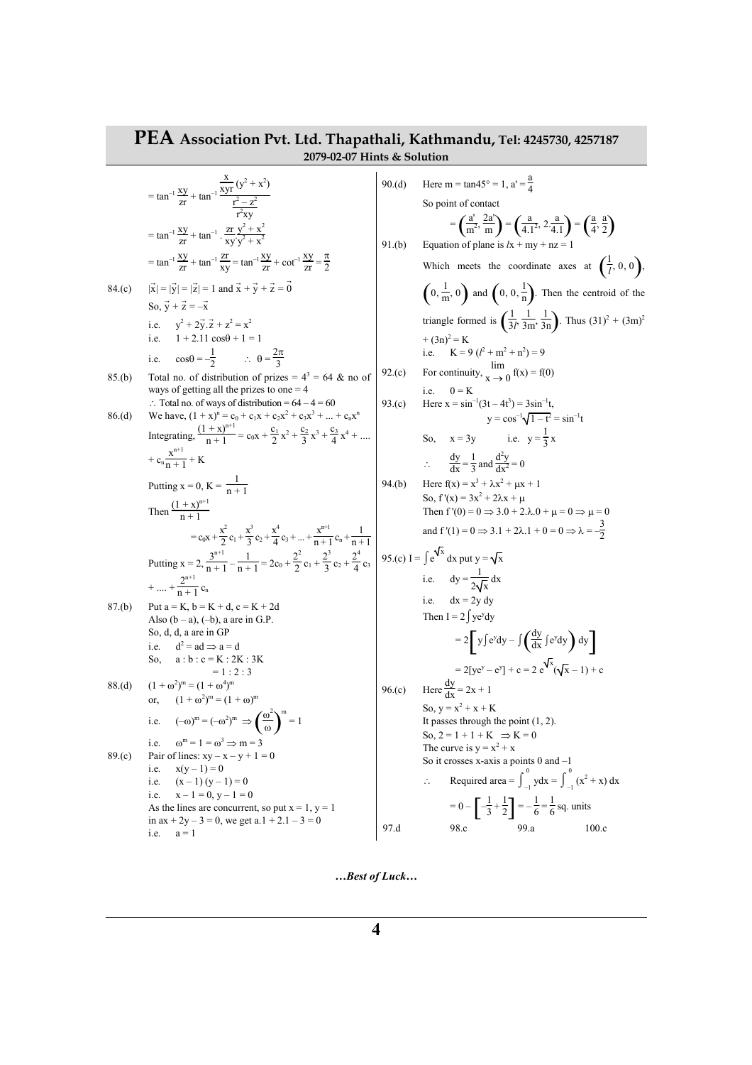# PEA Association Pvt. Ltd. Thapathali, Kathmandu, Tel: 4245730, 4257187

## 2079-02-07 Hints & Solution

$$= \tan^{-1}\frac{xy}{zr} + \tan^{-1}\frac{\frac{x}{xyr}(y^2+x^2)}{\frac{r^2-z^2}{r^2xy}}$$

$$= \tan^{-1}\frac{xy}{zr} + \tan^{-1}\frac{zr}{xy}\cdot\frac{y^2+x^2}{y^2+x^2}$$

$$= \tan^{-1}\frac{xy}{zr} + \tan^{-1}\frac{zr}{xy} = \tan^{-1}\frac{xy}{zr} + \cot^{-1}\frac{xy}{zr} = \frac{\pi}{2}$$

**84.(c)** $|\vec{x}| = |\vec{y}| = |\vec{z}| = 1$ and $\vec{x} + \vec{y} + \vec{z} = \vec{0}$

So, $\vec{y} + \vec{z} = -\vec{x}$

i.e. $y^2 + 2\vec{y}.\vec{z} + z^2 = x^2$

i.e. $1 + 2.11\cos\theta + 1 = 1$

i.e. $\cos\theta = -\frac{1}{2}$ $\quad\therefore\ \theta = \frac{2\pi}{3}$

**85.(b)** Total no. of distribution of prizes $= 4^3 = 64$ & no of ways of getting all the prizes to one $= 4$

$\therefore$ Total no. of ways of distribution $= 64 - 4 = 60$

**86.(d)** We have, $(1+x)^n = c_0 + c_1x + c_2x^2 + c_3x^3 + \dots + c_nx^n$

Integrating, $\frac{(1+x)^{n+1}}{n+1} = c_0x + \frac{c_1}{2}x^2 + \frac{c_2}{3}x^3 + \frac{c_3}{4}x^4 + \dots + c_n\frac{x^{n+1}}{n+1} + K$

Putting $x = 0$, $K = \frac{1}{n+1}$

Then $\frac{(1+x)^{n+1}}{n+1} = c_0x + \frac{x^2}{2}c_1 + \frac{x^3}{3}c_2 + \frac{x^4}{4}c_3 + \dots + \frac{x^{n+1}}{n+1}c_n + \frac{1}{n+1}$

Putting $x = 2$, $\frac{3^{n+1}}{n+1} - \frac{1}{n+1} = 2c_0 + \frac{2^2}{2}c_1 + \frac{2^3}{3}c_2 + \frac{2^4}{4}c_3 + \dots + \frac{2^{n+1}}{n+1}c_n$

**87.(b)** Put $a = K$, $b = K + d$, $c = K + 2d$

Also $(b - a)$, $(-b)$, a are in G.P.

So, d, d, a are in GP

i.e. $d^2 = ad \Rightarrow a = d$

So, $a : b : c = K : 2K : 3K = 1 : 2 : 3$

**88.(d)** $(1 + \omega^2)^m = (1 + \omega^4)^m$

or, $(1 + \omega^2)^m = (1 + \omega)^m$

i.e. $(-\omega)^m = (-\omega^2)^m \Rightarrow \left(\frac{\omega^2}{\omega}\right)^m = 1$

i.e. $\omega^m = 1 = \omega^3 \Rightarrow m = 3$

**89.(c)** Pair of lines: $xy - x - y + 1 = 0$

i.e. $x(y - 1) = 0$

i.e. $(x - 1)(y - 1) = 0$

i.e. $x - 1 = 0$, $y - 1 = 0$

As the lines are concurrent, so put $x = 1$, $y = 1$ in $ax + 2y - 3 = 0$, we get $a.1 + 2.1 - 3 = 0$

i.e. $a = 1$

**90.(d)** Here $m = \tan45° = 1$, $a' = \frac{a}{4}$

So point of contact

$$= \left(\frac{a'}{m^2}, \frac{2a'}{m}\right) = \left(\frac{a}{4.1^2}, 2.\frac{a}{4.1}\right) = \left(\frac{a}{4}, \frac{a}{2}\right)$$

**91.(b)** Equation of plane is $lx + my + nz = 1$

Which meets the coordinate axes at $\left(\frac{1}{l}, 0, 0\right)$, $\left(0, \frac{1}{m}, 0\right)$ and $\left(0, 0, \frac{1}{n}\right)$. Then the centroid of the triangle formed is $\left(\frac{1}{3l}, \frac{1}{3m}, \frac{1}{3n}\right)$. Thus $(31)^2 + (3m)^2 + (3n)^2 = K$

i.e. $K = 9(l^2 + m^2 + n^2) = 9$

**92.(c)** For continuity, $\lim_{x\to 0} f(x) = f(0)$

i.e. $0 = K$

**93.(c)** Here $x = \sin^{-1}(3t - 4t^3) = 3\sin^{-1}t$,

$y = \cos^{-1}\sqrt{1 - t^2} = \sin^{-1}t$

So, $x = 3y$ $\quad$ i.e. $y = \frac{1}{3}x$

$\therefore\ \frac{dy}{dx} = \frac{1}{3}$ and $\frac{d^2y}{dx^2} = 0$

**94.(b)** Here $f(x) = x^3 + \lambda x^2 + \mu x + 1$

So, $f'(x) = 3x^2 + 2\lambda x + \mu$

Then $f'(0) = 0 \Rightarrow 3.0 + 2.\lambda.0 + \mu = 0 \Rightarrow \mu = 0$

and $f'(1) = 0 \Rightarrow 3.1 + 2\lambda.1 + 0 = 0 \Rightarrow \lambda = -\frac{3}{2}$

**95.(c)** $I = \int e^{\sqrt{x}}\,dx$ put $y = \sqrt{x}$

i.e. $dy = \frac{1}{2\sqrt{x}}\,dx$

i.e. $dx = 2y\,dy$

Then $I = 2\int ye^y\,dy$

$$= 2\left[y\int e^y dy - \int\left(\frac{dy}{dx}\int e^y dy\right)dy\right]$$

$$= 2[ye^y - e^y] + c = 2e^{\sqrt{x}}(\sqrt{x} - 1) + c$$

**96.(c)** Here $\frac{dy}{dx} = 2x + 1$

So, $y = x^2 + x + K$

It passes through the point (1, 2).

So, $2 = 1 + 1 + K \Rightarrow K = 0$

The curve is $y = x^2 + x$

So it crosses x-axis a points 0 and –1

$\therefore$ Required area $= \int_{-1}^{0} y\,dx = \int_{-1}^{0}(x^2 + x)\,dx$

$$= 0 - \left[-\frac{1}{3} + \frac{1}{2}\right] = -\frac{1}{6} = \frac{1}{6}\text{ sq. units}$$

97.d $\quad$ 98.c $\quad$ 99.a $\quad$ 100.c

*…Best of Luck…*